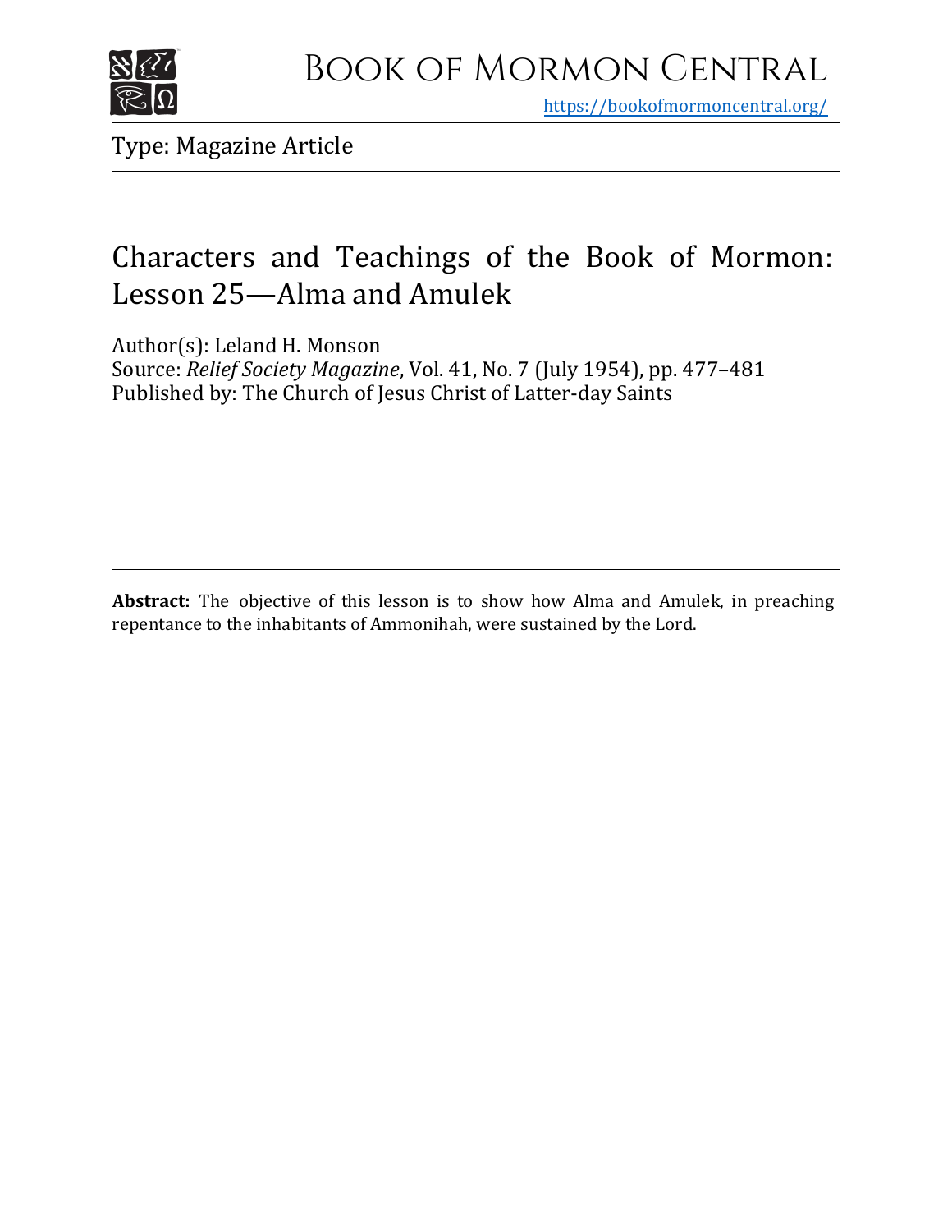# Book of Mormon Central

https://bookofmormoncentral.org/

Type: Magazine Article

## Characters and Teachings of the Book of Mormon: Lesson 25—Alma and Amulek

Author(s): Leland H. Monson
Source: *Relief Society Magazine*, Vol. 41, No. 7 (July 1954), pp. 477–481
Published by: The Church of Jesus Christ of Latter-day Saints

**Abstract:** The objective of this lesson is to show how Alma and Amulek, in preaching repentance to the inhabitants of Ammonihah, were sustained by the Lord.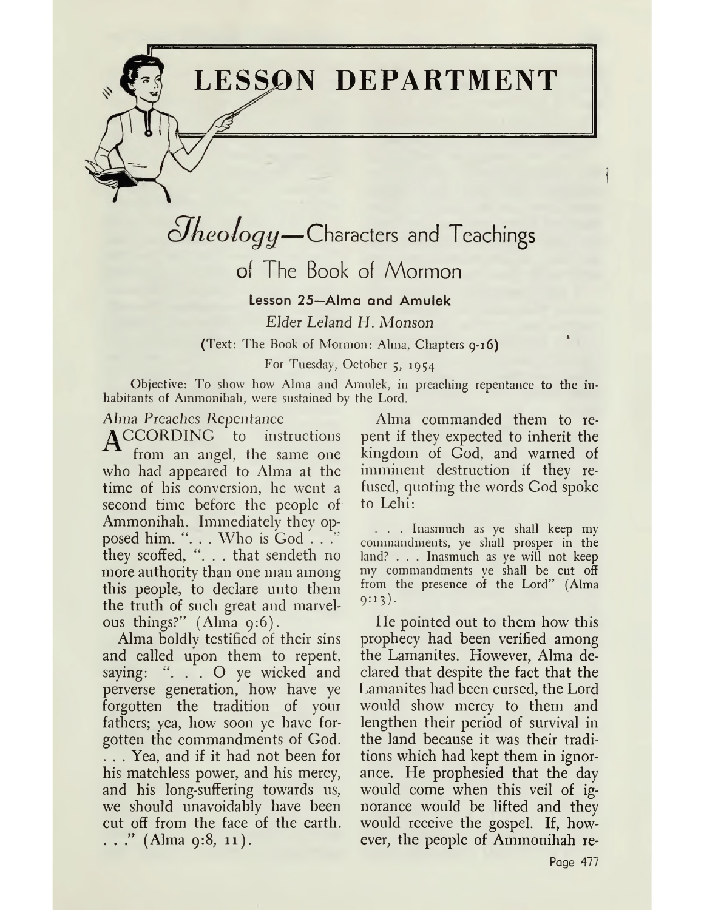# LESSON DEPARTMENT

## *Theology*—Characters and Teachings of The Book of Mormon

### Lesson 25—Alma and Amulek

*Elder Leland H. Monson*

(Text: The Book of Mormon: Alma, Chapters 9-16)

For Tuesday, October 5, 1954

Objective: To show how Alma and Amulek, in preaching repentance to the inhabitants of Ammonihah, were sustained by the Lord.

*Alma Preaches Repentance*

ACCORDING to instructions from an angel, the same one who had appeared to Alma at the time of his conversion, he went a second time before the people of Ammonihah. Immediately they opposed him. ". . . Who is God . . ." they scoffed, ". . . that sendeth no more authority than one man among this people, to declare unto them the truth of such great and marvelous things?" (Alma 9:6).

Alma boldly testified of their sins and called upon them to repent, saying: ". . . O ye wicked and perverse generation, how have ye forgotten the tradition of your fathers; yea, how soon ye have forgotten the commandments of God. . . . Yea, and if it had not been for his matchless power, and his mercy, and his long-suffering towards us, we should unavoidably have been cut off from the face of the earth. . . ." (Alma 9:8, 11).

Alma commanded them to repent if they expected to inherit the kingdom of God, and warned of imminent destruction if they refused, quoting the words God spoke to Lehi:

> . . . Inasmuch as ye shall keep my commandments, ye shall prosper in the land? . . . Inasmuch as ye will not keep my commandments ye shall be cut off from the presence of the Lord" (Alma 9:13).

He pointed out to them how this prophecy had been verified among the Lamanites. However, Alma declared that despite the fact that the Lamanites had been cursed, the Lord would show mercy to them and lengthen their period of survival in the land because it was their traditions which had kept them in ignorance. He prophesied that the day would come when this veil of ignorance would be lifted and they would receive the gospel. If, however, the people of Ammonihah re-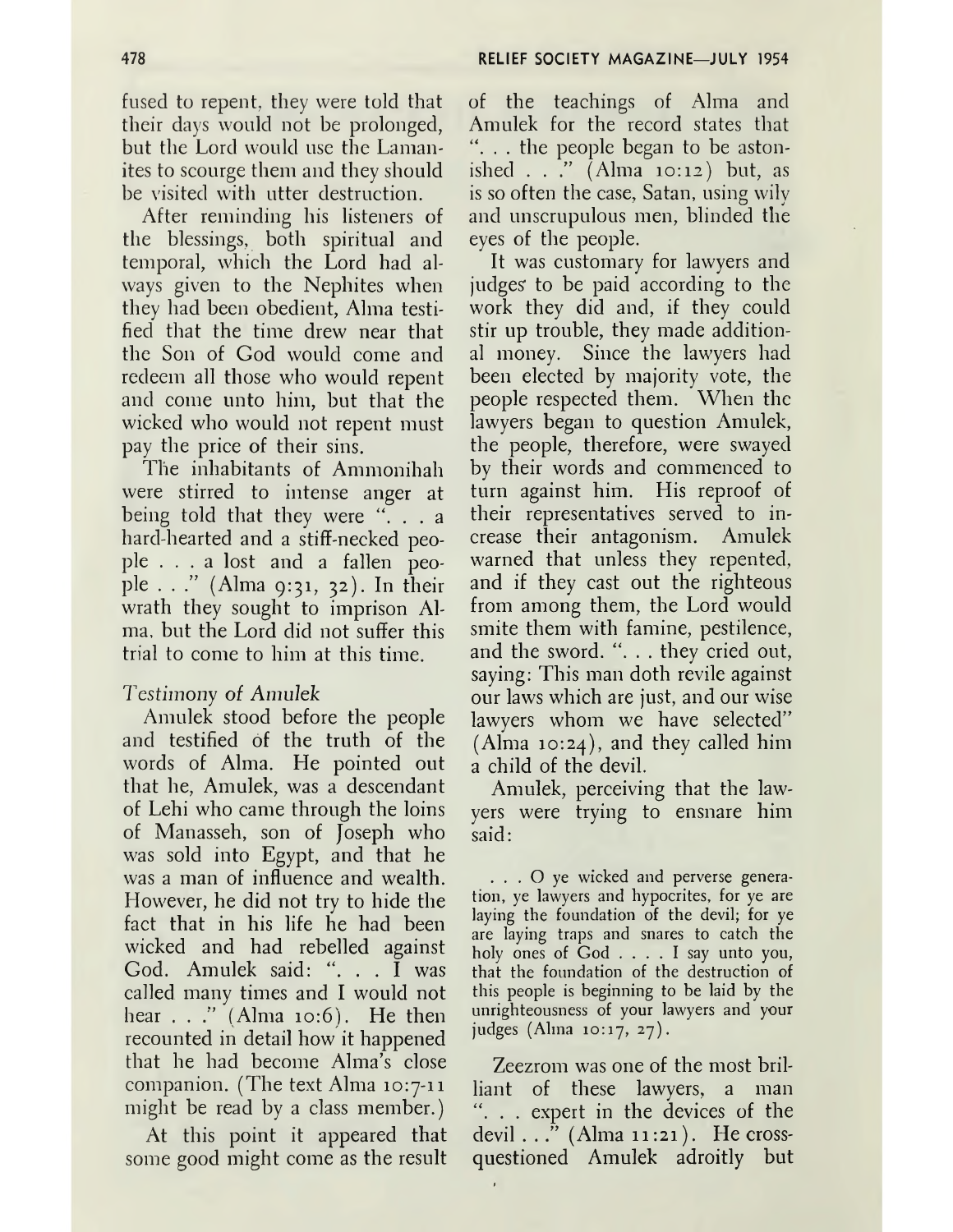fused to repent, they were told that their days would not be prolonged, but the Lord would use the Lamanites to scourge them and they should be visited with utter destruction.

After reminding his listeners of the blessings, both spiritual and temporal, which the Lord had always given to the Nephites when they had been obedient, Alma testified that the time drew near that the Son of God would come and redeem all those who would repent and come unto him, but that the wicked who would not repent must pay the price of their sins.

The inhabitants of Ammonihah were stirred to intense anger at being told that they were ". . . a hard-hearted and a stiff-necked people . . . a lost and a fallen people . . ." (Alma 9:31, 32). In their wrath they sought to imprison Alma, but the Lord did not suffer this trial to come to him at this time.

*Testimony of Amulek*

Amulek stood before the people and testified of the truth of the words of Alma. He pointed out that he, Amulek, was a descendant of Lehi who came through the loins of Manasseh, son of Joseph who was sold into Egypt, and that he was a man of influence and wealth. However, he did not try to hide the fact that in his life he had been wicked and had rebelled against God. Amulek said: ". . . I was called many times and I would not hear . . ." (Alma 10:6). He then recounted in detail how it happened that he had become Alma's close companion. (The text Alma 10:7-11 might be read by a class member.)

At this point it appeared that some good might come as the result of the teachings of Alma and Amulek for the record states that ". . . the people began to be astonished . . ." (Alma 10:12) but, as is so often the case, Satan, using wily and unscrupulous men, blinded the eyes of the people.

It was customary for lawyers and judges to be paid according to the work they did and, if they could stir up trouble, they made additional money. Since the lawyers had been elected by majority vote, the people respected them. When the lawyers began to question Amulek, the people, therefore, were swayed by their words and commenced to turn against him. His reproof of their representatives served to increase their antagonism. Amulek warned that unless they repented, and if they cast out the righteous from among them, the Lord would smite them with famine, pestilence, and the sword. ". . . they cried out, saying: This man doth revile against our laws which are just, and our wise lawyers whom we have selected" (Alma 10:24), and they called him a child of the devil.

Amulek, perceiving that the lawyers were trying to ensnare him said:

> . . . O ye wicked and perverse generation, ye lawyers and hypocrites, for ye are laying the foundation of the devil; for ye are laying traps and snares to catch the holy ones of God . . . . I say unto you, that the foundation of the destruction of this people is beginning to be laid by the unrighteousness of your lawyers and your judges (Alma 10:17, 27).

Zeezrom was one of the most brilliant of these lawyers, a man ". . . expert in the devices of the devil . . ." (Alma 11:21). He cross-questioned Amulek adroitly but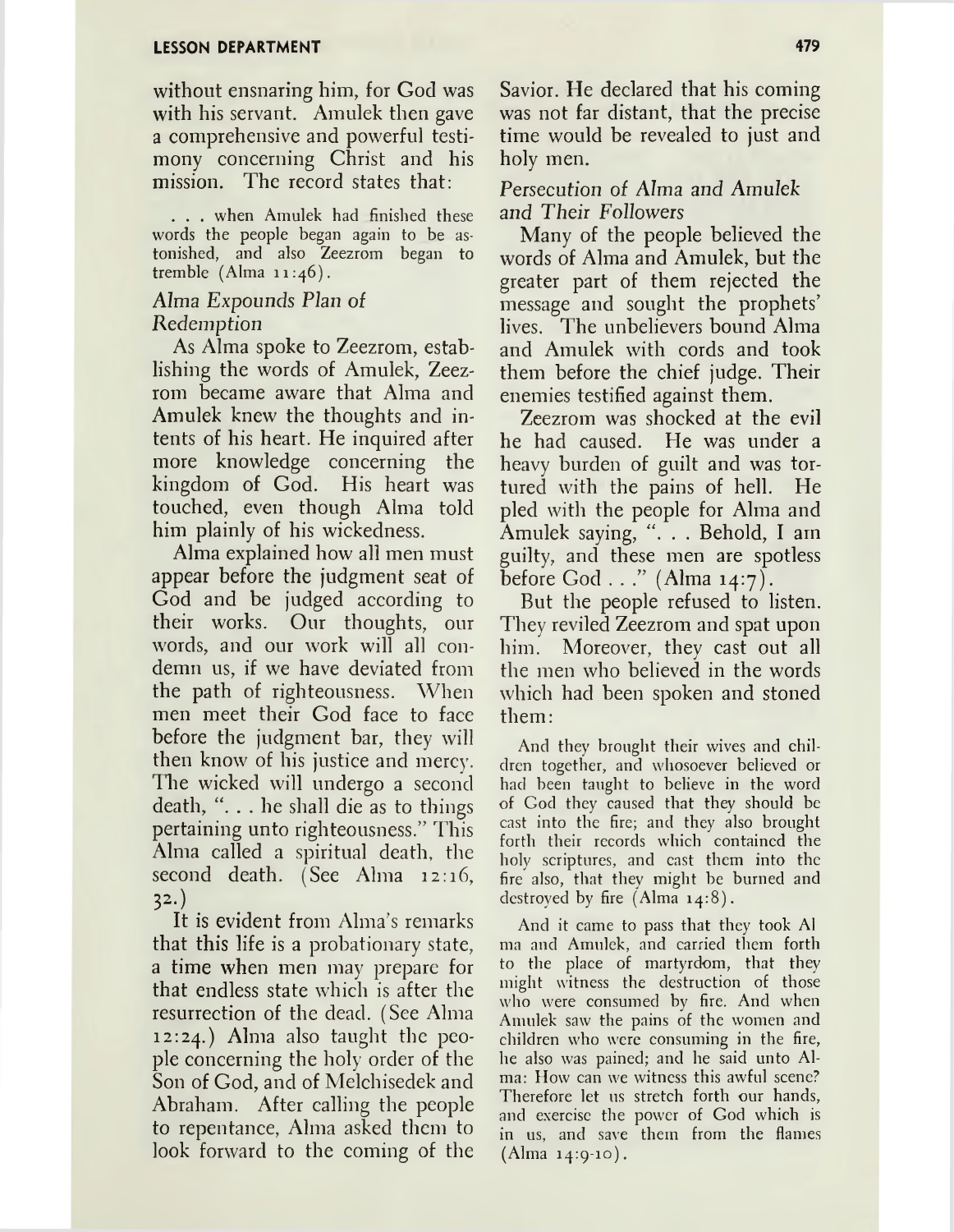without ensnaring him, for God was with his servant. Amulek then gave a comprehensive and powerful testimony concerning Christ and his mission. The record states that:

> . . . when Amulek had finished these words the people began again to be astonished, and also Zeezrom began to tremble (Alma 11:46).

*Alma Expounds Plan of Redemption*

As Alma spoke to Zeezrom, establishing the words of Amulek, Zeezrom became aware that Alma and Amulek knew the thoughts and intents of his heart. He inquired after more knowledge concerning the kingdom of God. His heart was touched, even though Alma told him plainly of his wickedness.

Alma explained how all men must appear before the judgment seat of God and be judged according to their works. Our thoughts, our words, and our work will all condemn us, if we have deviated from the path of righteousness. When men meet their God face to face before the judgment bar, they will then know of his justice and mercy. The wicked will undergo a second death, ". . . he shall die as to things pertaining unto righteousness." This Alma called a spiritual death, the second death. (See Alma 12:16, 32.)

It is evident from Alma's remarks that this life is a probationary state, a time when men may prepare for that endless state which is after the resurrection of the dead. (See Alma 12:24.) Alma also taught the people concerning the holy order of the Son of God, and of Melchisedek and Abraham. After calling the people to repentance, Alma asked them to look forward to the coming of the Savior. He declared that his coming was not far distant, that the precise time would be revealed to just and holy men.

*Persecution of Alma and Amulek and Their Followers*

Many of the people believed the words of Alma and Amulek, but the greater part of them rejected the message and sought the prophets' lives. The unbelievers bound Alma and Amulek with cords and took them before the chief judge. Their enemies testified against them.

Zeezrom was shocked at the evil he had caused. He was under a heavy burden of guilt and was tortured with the pains of hell. He pled with the people for Alma and Amulek saying, ". . . Behold, I am guilty, and these men are spotless before God . . ." (Alma 14:7).

But the people refused to listen. They reviled Zeezrom and spat upon him. Moreover, they cast out all the men who believed in the words which had been spoken and stoned them:

> And they brought their wives and children together, and whosoever believed or had been taught to believe in the word of God they caused that they should be cast into the fire; and they also brought forth their records which contained the holy scriptures, and cast them into the fire also, that they might be burned and destroyed by fire (Alma 14:8).

> And it came to pass that they took Alma and Amulek, and carried them forth to the place of martyrdom, that they might witness the destruction of those who were consumed by fire. And when Amulek saw the pains of the women and children who were consuming in the fire, he also was pained; and he said unto Alma: How can we witness this awful scene? Therefore let us stretch forth our hands, and exercise the power of God which is in us, and save them from the flames (Alma 14:9-10).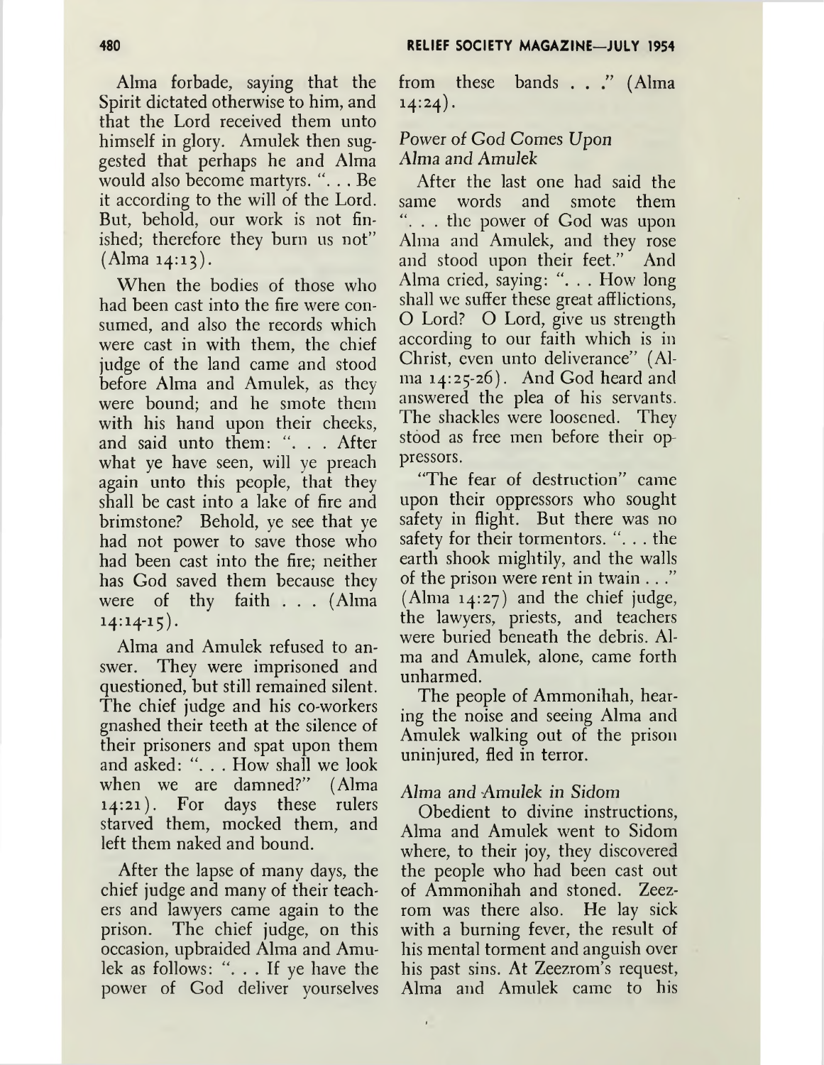Alma forbade, saying that the Spirit dictated otherwise to him, and that the Lord received them unto himself in glory. Amulek then suggested that perhaps he and Alma would also become martyrs. ". . . Be it according to the will of the Lord. But, behold, our work is not finished; therefore they burn us not" (Alma 14:13).

When the bodies of those who had been cast into the fire were consumed, and also the records which were cast in with them, the chief judge of the land came and stood before Alma and Amulek, as they were bound; and he smote them with his hand upon their cheeks, and said unto them: ". . . After what ye have seen, will ye preach again unto this people, that they shall be cast into a lake of fire and brimstone? Behold, ye see that ye had not power to save those who had been cast into the fire; neither has God saved them because they were of thy faith . . . (Alma 14:14-15).

Alma and Amulek refused to answer. They were imprisoned and questioned, but still remained silent. The chief judge and his co-workers gnashed their teeth at the silence of their prisoners and spat upon them and asked: ". . . How shall we look when we are damned?" (Alma 14:21). For days these rulers starved them, mocked them, and left them naked and bound.

After the lapse of many days, the chief judge and many of their teachers and lawyers came again to the prison. The chief judge, on this occasion, upbraided Alma and Amulek as follows: ". . . If ye have the power of God deliver yourselves from these bands . . ." (Alma 14:24).

### *Power of God Comes Upon Alma and Amulek*

After the last one had said the same words and smote them ". . . the power of God was upon Alma and Amulek, and they rose and stood upon their feet." And Alma cried, saying: ". . . How long shall we suffer these great afflictions, O Lord? O Lord, give us strength according to our faith which is in Christ, even unto deliverance" (Alma 14:25-26). And God heard and answered the plea of his servants. The shackles were loosened. They stood as free men before their oppressors.

"The fear of destruction" came upon their oppressors who sought safety in flight. But there was no safety for their tormentors. ". . . the earth shook mightily, and the walls of the prison were rent in twain . . ." (Alma 14:27) and the chief judge, the lawyers, priests, and teachers were buried beneath the debris. Alma and Amulek, alone, came forth unharmed.

The people of Ammonihah, hearing the noise and seeing Alma and Amulek walking out of the prison uninjured, fled in terror.

### *Alma and Amulek in Sidom*

Obedient to divine instructions, Alma and Amulek went to Sidom where, to their joy, they discovered the people who had been cast out of Ammonihah and stoned. Zeezrom was there also. He lay sick with a burning fever, the result of his mental torment and anguish over his past sins. At Zeezrom's request, Alma and Amulek came to his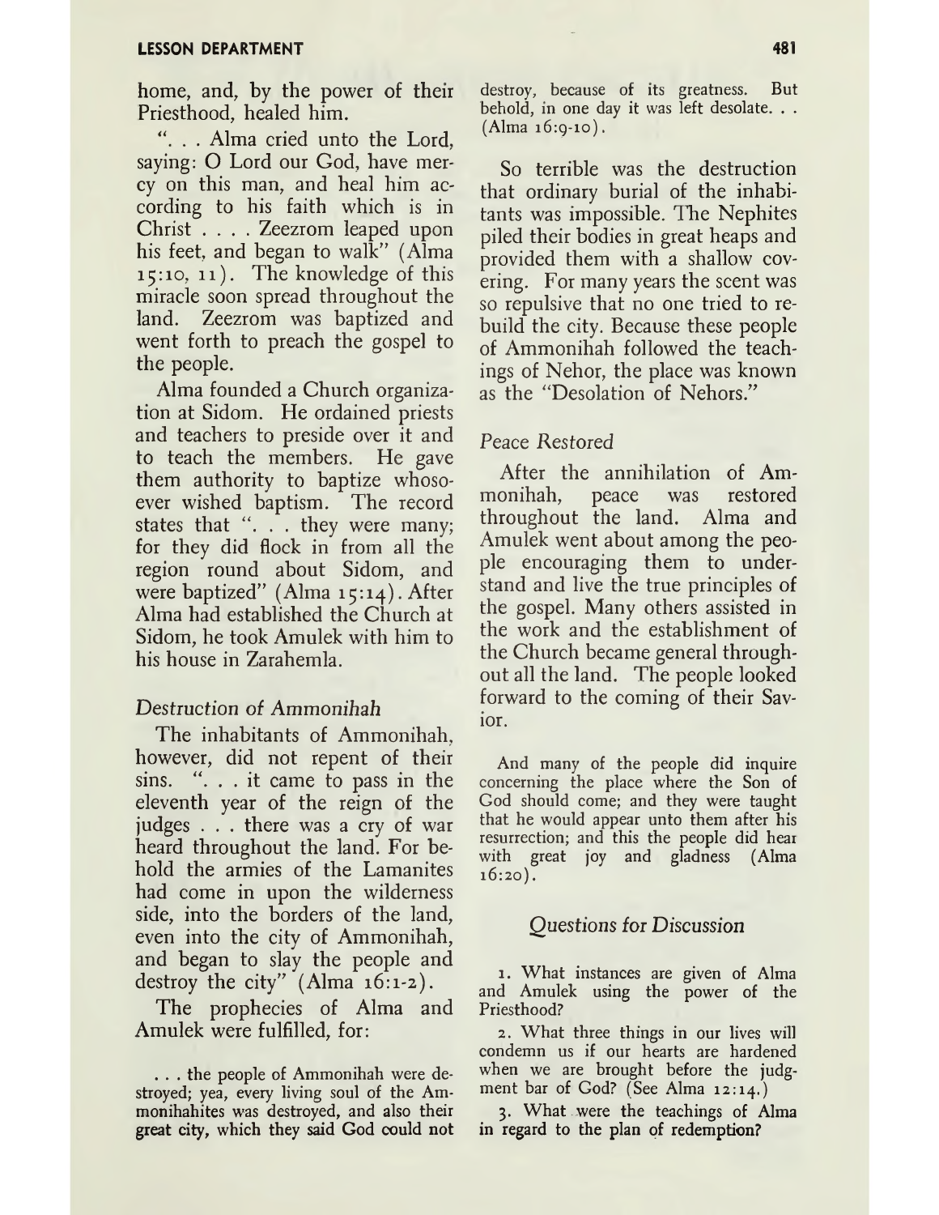home, and, by the power of their Priesthood, healed him.

". . . Alma cried unto the Lord, saying: O Lord our God, have mercy on this man, and heal him according to his faith which is in Christ . . . . Zeezrom leaped upon his feet, and began to walk" (Alma 15:10, 11). The knowledge of this miracle soon spread throughout the land. Zeezrom was baptized and went forth to preach the gospel to the people.

Alma founded a Church organization at Sidom. He ordained priests and teachers to preside over it and to teach the members. He gave them authority to baptize whosoever wished baptism. The record states that ". . . they were many; for they did flock in from all the region round about Sidom, and were baptized" (Alma 15:14). After Alma had established the Church at Sidom, he took Amulek with him to his house in Zarahemla.

*Destruction of Ammonihah*

The inhabitants of Ammonihah, however, did not repent of their sins. ". . . it came to pass in the eleventh year of the reign of the judges . . . there was a cry of war heard throughout the land. For behold the armies of the Lamanites had come in upon the wilderness side, into the borders of the land, even into the city of Ammonihah, and began to slay the people and destroy the city" (Alma 16:1-2).

The prophecies of Alma and Amulek were fulfilled, for:

> . . . the people of Ammonihah were destroyed; yea, every living soul of the Ammonihahites was destroyed, and also their great city, which they said God could not destroy, because of its greatness. But behold, in one day it was left desolate. . . (Alma 16:9-10).

So terrible was the destruction that ordinary burial of the inhabitants was impossible. The Nephites piled their bodies in great heaps and provided them with a shallow covering. For many years the scent was so repulsive that no one tried to rebuild the city. Because these people of Ammonihah followed the teachings of Nehor, the place was known as the "Desolation of Nehors."

*Peace Restored*

After the annihilation of Ammonihah, peace was restored throughout the land. Alma and Amulek went about among the people encouraging them to understand and live the true principles of the gospel. Many others assisted in the work and the establishment of the Church became general throughout all the land. The people looked forward to the coming of their Savior.

> And many of the people did inquire concerning the place where the Son of God should come; and they were taught that he would appear unto them after his resurrection; and this the people did hear with great joy and gladness (Alma 16:20).

## *Questions for Discussion*

1. What instances are given of Alma and Amulek using the power of the Priesthood?

2. What three things in our lives will condemn us if our hearts are hardened when we are brought before the judgment bar of God? (See Alma 12:14.)

3. What were the teachings of Alma in regard to the plan of redemption?